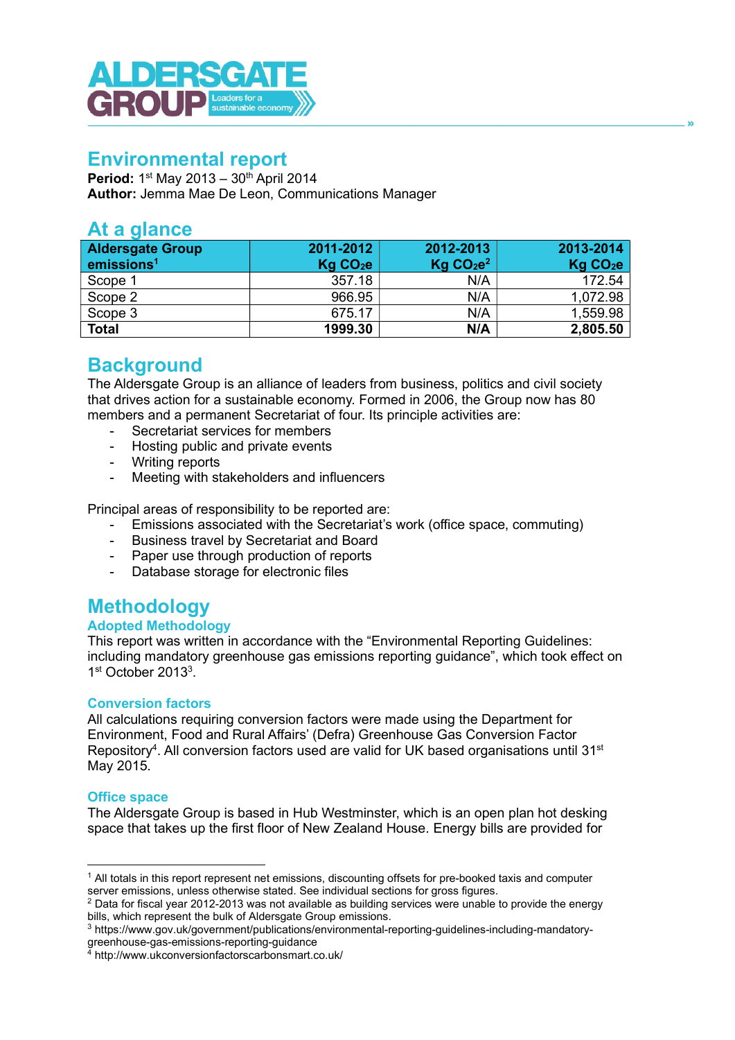# Environmental report

**Period:** 1st May 2013 – 30th April 2014
**Author:** Jemma Mae De Leon, Communications Manager

## At a glance

| Aldersgate Group emissions[1] | 2011-2012 Kg $CO_2e$ | 2012-2013 Kg $CO_2e$[2] | 2013-2014 Kg $CO_2e$ |
|---|---|---|---|
| Scope 1 | 357.18 | N/A | 172.54 |
| Scope 2 | 966.95 | N/A | 1,072.98 |
| Scope 3 | 675.17 | N/A | 1,559.98 |
| **Total** | **1999.30** | **N/A** | **2,805.50** |

## Background

The Aldersgate Group is an alliance of leaders from business, politics and civil society that drives action for a sustainable economy. Formed in 2006, the Group now has 80 members and a permanent Secretariat of four. Its principle activities are:

- Secretariat services for members
- Hosting public and private events
- Writing reports
- Meeting with stakeholders and influencers

Principal areas of responsibility to be reported are:

- Emissions associated with the Secretariat's work (office space, commuting)
- Business travel by Secretariat and Board
- Paper use through production of reports
- Database storage for electronic files

## Methodology

### Adopted Methodology

This report was written in accordance with the "Environmental Reporting Guidelines: including mandatory greenhouse gas emissions reporting guidance", which took effect on 1st October 2013[3].

### Conversion factors

All calculations requiring conversion factors were made using the Department for Environment, Food and Rural Affairs' (Defra) Greenhouse Gas Conversion Factor Repository[4]. All conversion factors used are valid for UK based organisations until 31st May 2015.

### Office space

The Aldersgate Group is based in Hub Westminster, which is an open plan hot desking space that takes up the first floor of New Zealand House. Energy bills are provided for

---

[1] All totals in this report represent net emissions, discounting offsets for pre-booked taxis and computer server emissions, unless otherwise stated. See individual sections for gross figures.

[2] Data for fiscal year 2012-2013 was not available as building services were unable to provide the energy bills, which represent the bulk of Aldersgate Group emissions.

[3] https://www.gov.uk/government/publications/environmental-reporting-guidelines-including-mandatory-greenhouse-gas-emissions-reporting-guidance

[4] http://www.ukconversionfactorscarbonsmart.co.uk/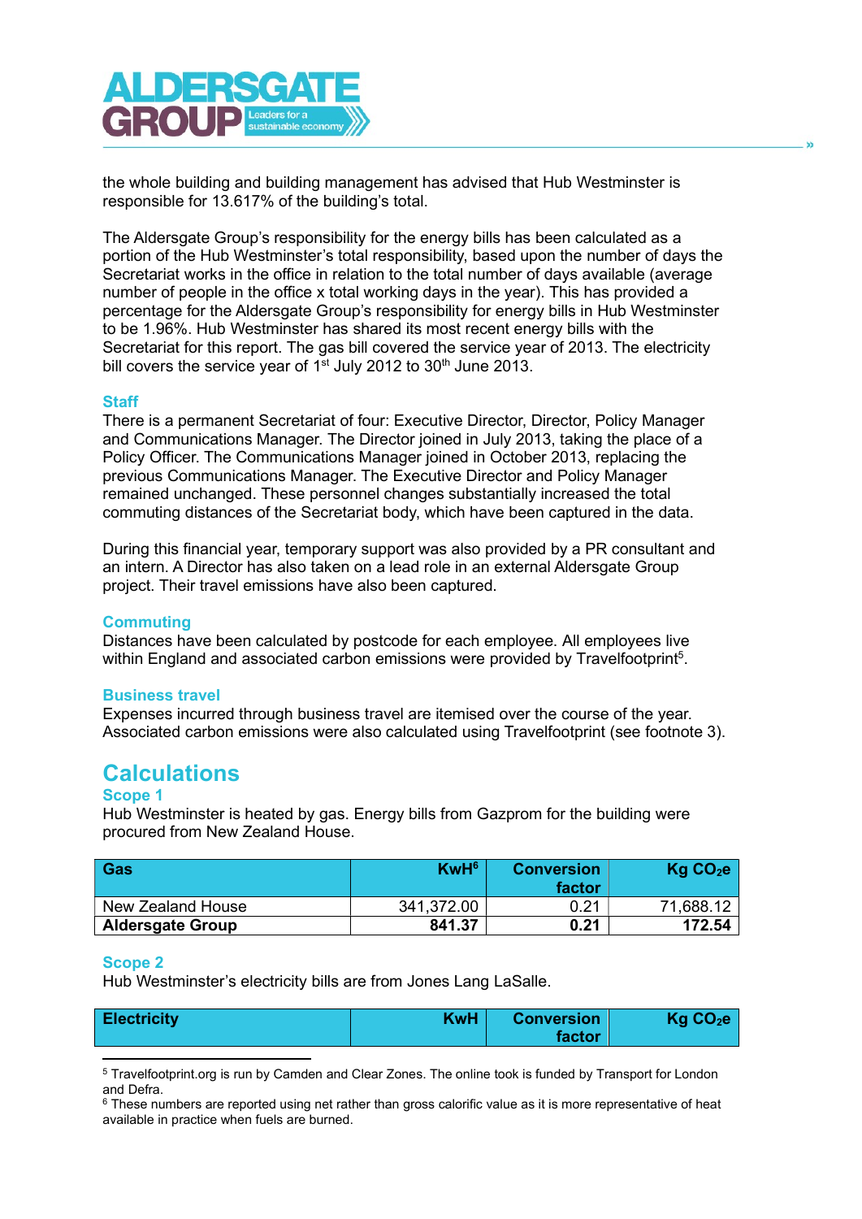the whole building and building management has advised that Hub Westminster is responsible for 13.617% of the building's total.

The Aldersgate Group's responsibility for the energy bills has been calculated as a portion of the Hub Westminster's total responsibility, based upon the number of days the Secretariat works in the office in relation to the total number of days available (average number of people in the office x total working days in the year). This has provided a percentage for the Aldersgate Group's responsibility for energy bills in Hub Westminster to be 1.96%. Hub Westminster has shared its most recent energy bills with the Secretariat for this report. The gas bill covered the service year of 2013. The electricity bill covers the service year of 1st July 2012 to 30th June 2013.

### Staff

There is a permanent Secretariat of four: Executive Director, Director, Policy Manager and Communications Manager. The Director joined in July 2013, taking the place of a Policy Officer. The Communications Manager joined in October 2013, replacing the previous Communications Manager. The Executive Director and Policy Manager remained unchanged. These personnel changes substantially increased the total commuting distances of the Secretariat body, which have been captured in the data.

During this financial year, temporary support was also provided by a PR consultant and an intern. A Director has also taken on a lead role in an external Aldersgate Group project. Their travel emissions have also been captured.

### Commuting

Distances have been calculated by postcode for each employee. All employees live within England and associated carbon emissions were provided by Travelfootprint[5].

### Business travel

Expenses incurred through business travel are itemised over the course of the year. Associated carbon emissions were also calculated using Travelfootprint (see footnote 3).

## Calculations

### Scope 1

Hub Westminster is heated by gas. Energy bills from Gazprom for the building were procured from New Zealand House.

| Gas | KwH[6] | Conversion factor | Kg $CO_2e$ |
|---|---|---|---|
| New Zealand House | 341,372.00 | 0.21 | 71,688.12 |
| **Aldersgate Group** | **841.37** | **0.21** | **172.54** |

### Scope 2

Hub Westminster's electricity bills are from Jones Lang LaSalle.

| Electricity | KwH | Conversion factor | Kg $CO_2e$ |
|---|---|---|---|

[5] Travelfootprint.org is run by Camden and Clear Zones. The online took is funded by Transport for London and Defra.

[6] These numbers are reported using net rather than gross calorific value as it is more representative of heat available in practice when fuels are burned.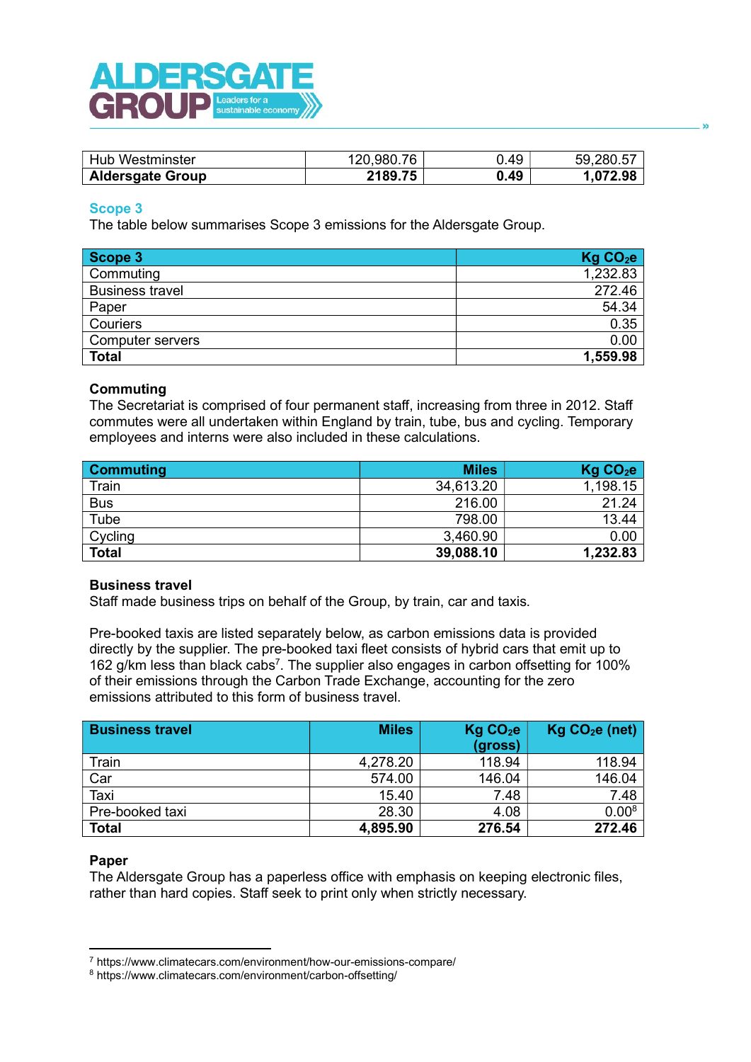| Hub Westminster | 120,980.76 | 0.49 | 59,280.57 |
|---|---|---|---|
| **Aldersgate Group** | **2189.75** | **0.49** | **1,072.98** |

### Scope 3

The table below summarises Scope 3 emissions for the Aldersgate Group.

| Scope 3 | Kg $CO_2e$ |
|---|---|
| Commuting | 1,232.83 |
| Business travel | 272.46 |
| Paper | 54.34 |
| Couriers | 0.35 |
| Computer servers | 0.00 |
| **Total** | **1,559.98** |

#### Commuting

The Secretariat is comprised of four permanent staff, increasing from three in 2012. Staff commutes were all undertaken within England by train, tube, bus and cycling. Temporary employees and interns were also included in these calculations.

| Commuting | Miles | Kg $CO_2e$ |
|---|---|---|
| Train | 34,613.20 | 1,198.15 |
| Bus | 216.00 | 21.24 |
| Tube | 798.00 | 13.44 |
| Cycling | 3,460.90 | 0.00 |
| **Total** | **39,088.10** | **1,232.83** |

#### Business travel

Staff made business trips on behalf of the Group, by train, car and taxis.

Pre-booked taxis are listed separately below, as carbon emissions data is provided directly by the supplier. The pre-booked taxi fleet consists of hybrid cars that emit up to 162 g/km less than black cabs[7]. The supplier also engages in carbon offsetting for 100% of their emissions through the Carbon Trade Exchange, accounting for the zero emissions attributed to this form of business travel.

| Business travel | Miles | Kg $CO_2e$ (gross) | Kg $CO_2e$ (net) |
|---|---|---|---|
| Train | 4,278.20 | 118.94 | 118.94 |
| Car | 574.00 | 146.04 | 146.04 |
| Taxi | 15.40 | 7.48 | 7.48 |
| Pre-booked taxi | 28.30 | 4.08 | 0.00[8] |
| **Total** | **4,895.90** | **276.54** | **272.46** |

#### Paper

The Aldersgate Group has a paperless office with emphasis on keeping electronic files, rather than hard copies. Staff seek to print only when strictly necessary.

---

[7] https://www.climatecars.com/environment/how-our-emissions-compare/

[8] https://www.climatecars.com/environment/carbon-offsetting/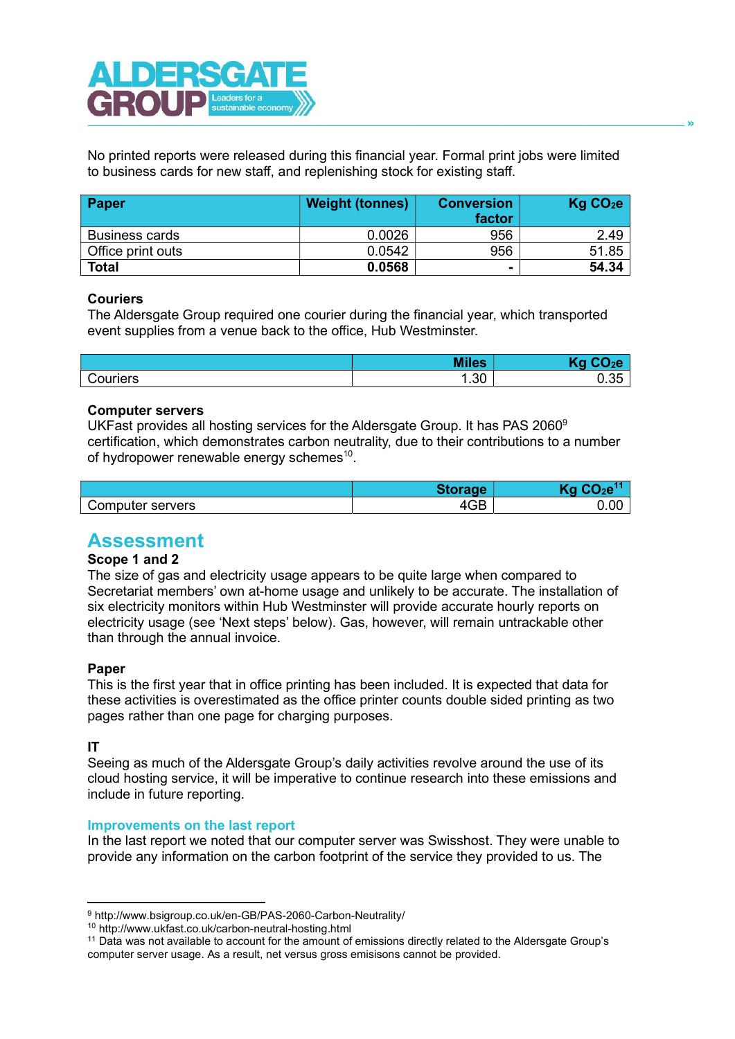No printed reports were released during this financial year. Formal print jobs were limited to business cards for new staff, and replenishing stock for existing staff.

| Paper | Weight (tonnes) | Conversion factor | Kg $CO_2e$ |
|---|---|---|---|
| Business cards | 0.0026 | 956 | 2.49 |
| Office print outs | 0.0542 | 956 | 51.85 |
| **Total** | **0.0568** | **-** | **54.34** |

**Couriers**

The Aldersgate Group required one courier during the financial year, which transported event supplies from a venue back to the office, Hub Westminster.

| | Miles | Kg $CO_2e$ |
|---|---|---|
| Couriers | 1.30 | 0.35 |

**Computer servers**

UKFast provides all hosting services for the Aldersgate Group. It has PAS 2060[9] certification, which demonstrates carbon neutrality, due to their contributions to a number of hydropower renewable energy schemes[10].

| | Storage | Kg $CO_2e$[11] |
|---|---|---|
| Computer servers | 4GB | 0.00 |

## Assessment

**Scope 1 and 2**

The size of gas and electricity usage appears to be quite large when compared to Secretariat members' own at-home usage and unlikely to be accurate. The installation of six electricity monitors within Hub Westminster will provide accurate hourly reports on electricity usage (see 'Next steps' below). Gas, however, will remain untrackable other than through the annual invoice.

**Paper**

This is the first year that in office printing has been included. It is expected that data for these activities is overestimated as the office printer counts double sided printing as two pages rather than one page for charging purposes.

**IT**

Seeing as much of the Aldersgate Group's daily activities revolve around the use of its cloud hosting service, it will be imperative to continue research into these emissions and include in future reporting.

### Improvements on the last report

In the last report we noted that our computer server was Swisshost. They were unable to provide any information on the carbon footprint of the service they provided to us. The

---

[9] http://www.bsigroup.co.uk/en-GB/PAS-2060-Carbon-Neutrality/

[10] http://www.ukfast.co.uk/carbon-neutral-hosting.html

[11] Data was not available to account for the amount of emissions directly related to the Aldersgate Group's computer server usage. As a result, net versus gross emisisons cannot be provided.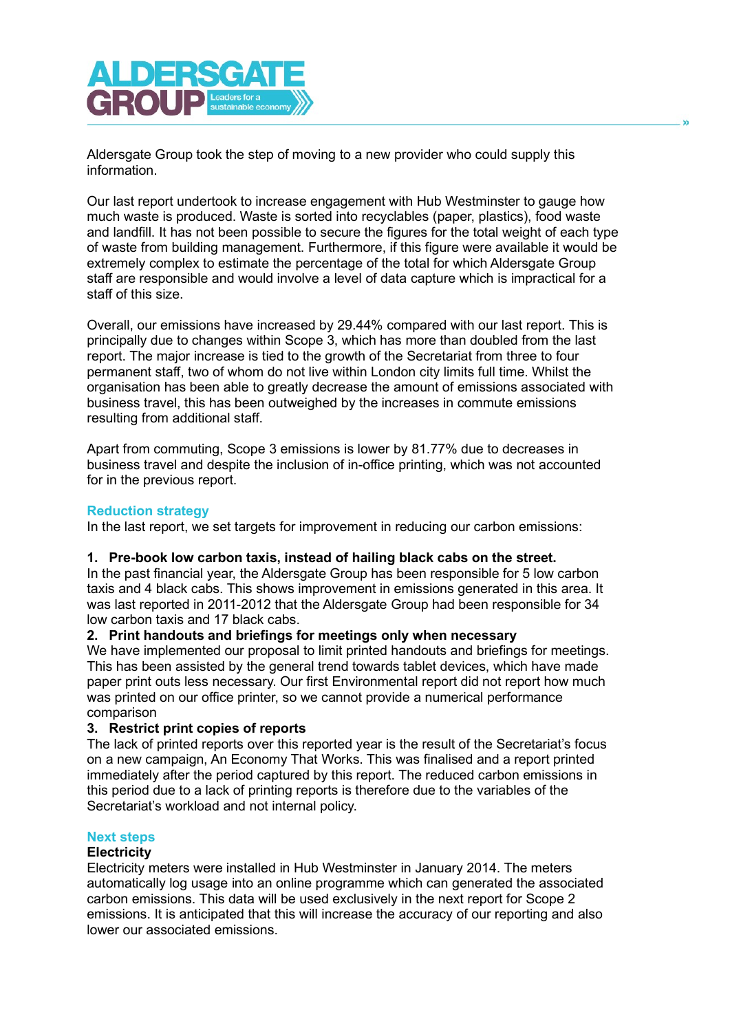Aldersgate Group took the step of moving to a new provider who could supply this information.

Our last report undertook to increase engagement with Hub Westminster to gauge how much waste is produced. Waste is sorted into recyclables (paper, plastics), food waste and landfill. It has not been possible to secure the figures for the total weight of each type of waste from building management. Furthermore, if this figure were available it would be extremely complex to estimate the percentage of the total for which Aldersgate Group staff are responsible and would involve a level of data capture which is impractical for a staff of this size.

Overall, our emissions have increased by 29.44% compared with our last report. This is principally due to changes within Scope 3, which has more than doubled from the last report. The major increase is tied to the growth of the Secretariat from three to four permanent staff, two of whom do not live within London city limits full time. Whilst the organisation has been able to greatly decrease the amount of emissions associated with business travel, this has been outweighed by the increases in commute emissions resulting from additional staff.

Apart from commuting, Scope 3 emissions is lower by 81.77% due to decreases in business travel and despite the inclusion of in-office printing, which was not accounted for in the previous report.

## Reduction strategy

In the last report, we set targets for improvement in reducing our carbon emissions:

**1. Pre-book low carbon taxis, instead of hailing black cabs on the street.**

In the past financial year, the Aldersgate Group has been responsible for 5 low carbon taxis and 4 black cabs. This shows improvement in emissions generated in this area. It was last reported in 2011-2012 that the Aldersgate Group had been responsible for 34 low carbon taxis and 17 black cabs.

**2. Print handouts and briefings for meetings only when necessary**

We have implemented our proposal to limit printed handouts and briefings for meetings. This has been assisted by the general trend towards tablet devices, which have made paper print outs less necessary. Our first Environmental report did not report how much was printed on our office printer, so we cannot provide a numerical performance comparison

**3. Restrict print copies of reports**

The lack of printed reports over this reported year is the result of the Secretariat's focus on a new campaign, An Economy That Works. This was finalised and a report printed immediately after the period captured by this report. The reduced carbon emissions in this period due to a lack of printing reports is therefore due to the variables of the Secretariat's workload and not internal policy.

## Next steps

### Electricity

Electricity meters were installed in Hub Westminster in January 2014. The meters automatically log usage into an online programme which can generated the associated carbon emissions. This data will be used exclusively in the next report for Scope 2 emissions. It is anticipated that this will increase the accuracy of our reporting and also lower our associated emissions.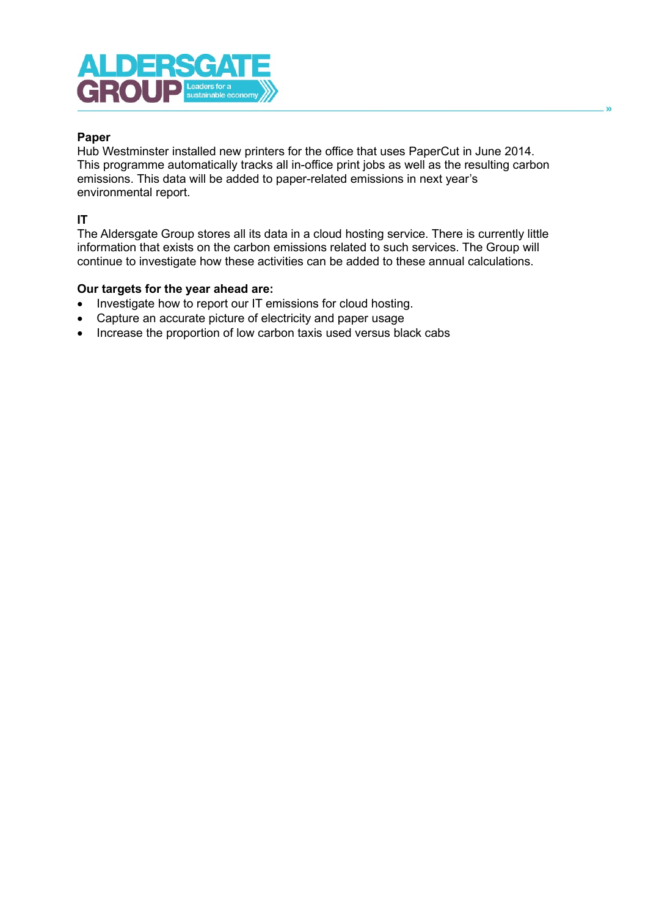**Paper**

Hub Westminster installed new printers for the office that uses PaperCut in June 2014. This programme automatically tracks all in-office print jobs as well as the resulting carbon emissions. This data will be added to paper-related emissions in next year's environmental report.

**IT**

The Aldersgate Group stores all its data in a cloud hosting service. There is currently little information that exists on the carbon emissions related to such services. The Group will continue to investigate how these activities can be added to these annual calculations.

**Our targets for the year ahead are:**

- Investigate how to report our IT emissions for cloud hosting.
- Capture an accurate picture of electricity and paper usage
- Increase the proportion of low carbon taxis used versus black cabs